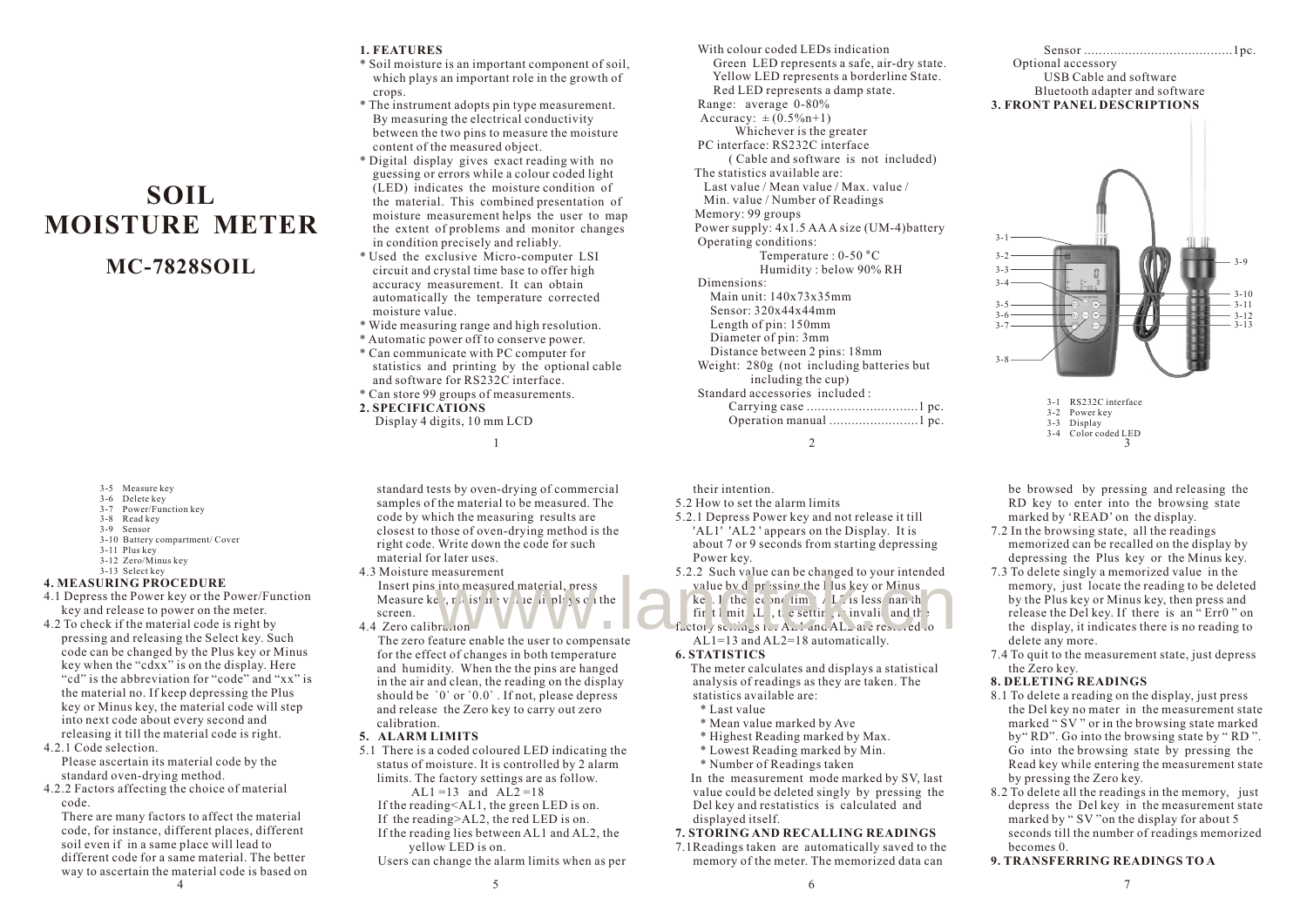# SOIL MOISTURE METER

## MC-7828SOIL

### 1. FEATURES

* Soil moisture is an important component of soil, which plays an important role in the growth of crops.
* The instrument adopts pin type measurement. By measuring the electrical conductivity between the two pins to measure the moisture content of the measured object.
* Digital display gives exact reading with no guessing or errors while a colour coded light (LED) indicates the moisture condition of the material. This combined presentation of moisture measurement helps the user to map the extent of problems and monitor changes in condition precisely and reliably.
* Used the exclusive Micro-computer LSI circuit and crystal time base to offer high accuracy measurement. It can obtain automatically the temperature corrected moisture value.
* Wide measuring range and high resolution.
* Automatic power off to conserve power.
* Can communicate with PC computer for statistics and printing by the optional cable and software for RS232C interface.
* Can store 99 groups of measurements.

### 2. SPECIFICATIONS

Display 4 digits, 10 mm LCD

With colour coded LEDs indication
- Green LED represents a safe, air-dry state.
- Yellow LED represents a borderline State.
- Red LED represents a damp state.

Range: average 0-80%

Accuracy: $\pm(0.5\%n+1)$
Whichever is the greater

PC interface: RS232C interface
(Cable and software is not included)

The statistics available are:
Last value / Mean value / Max. value / Min. value / Number of Readings

Memory: 99 groups

Power supply: 4x1.5 AAA size (UM-4)battery

Operating conditions:
Temperature : 0-50 °C
Humidity : below 90% RH

Dimensions:
Main unit: 140x73x35mm
Sensor: 320x44x44mm
Length of pin: 150mm
Diameter of pin: 3mm
Distance between 2 pins: 18mm

Weight: 280g (not including batteries but including the cup)

Standard accessories included :
Carrying case ..............................1 pc.
Operation manual ........................1 pc.
Sensor ........................................1pc.

Optional accessory
USB Cable and software
Bluetooth adapter and software

### 3. FRONT PANEL DESCRIPTIONS

3-1 RS232C interface
3-2 Power key
3-3 Display
3-4 Color coded LED
3-5 Measure key
3-6 Delete key
3-7 Power/Function key
3-8 Read key
3-9 Sensor
3-10 Battery compartment/ Cover
3-11 Plus key
3-12 Zero/Minus key
3-13 Select key

### 4. MEASURING PROCEDURE

4.1 Depress the Power key or the Power/Function key and release to power on the meter.

4.2 To check if the material code is right by pressing and releasing the Select key. Such code can be changed by the Plus key or Minus key when the "cdxx" is on the display. Here "cd" is the abbreviation for "code" and "xx" is the material no. If keep depressing the Plus key or Minus key, the material code will step into next code about every second and releasing it till the material code is right.

4.2.1 Code selection.
Please ascertain its material code by the standard oven-drying method.

4.2.2 Factors affecting the choice of material code.
There are many factors to affect the material code, for instance, different places, different soil even if in a same place will lead to different code for a same material. The better way to ascertain the material code is based on standard tests by oven-drying of commercial samples of the material to be measured. The code by which the measuring results are closest to those of oven-drying method is the right code. Write down the code for such material for later uses.

4.3 Moisture measurement
Insert pins into measured material, press Measure key, moisture value displays on the screen.

4.4 Zero calibration
The zero feature enable the user to compensate for the effect of changes in both temperature and humidity. When the the pins are hanged in the air and clean, the reading on the display should be `0` or `0.0`. If not, please depress and release the Zero key to carry out zero calibration.

### 5. ALARM LIMITS

5.1 There is a coded coloured LED indicating the status of moisture. It is controlled by 2 alarm limits. The factory settings are as follow.
AL1 =13 and AL2 =18
If the reading<AL1, the green LED is on.
If the reading>AL2, the red LED is on.
If the reading lies between AL1 and AL2, the yellow LED is on.
Users can change the alarm limits when as per their intention.

5.2 How to set the alarm limits

5.2.1 Depress Power key and not release it till 'AL1' 'AL2 ' appears on the Display. It is about 7 or 9 seconds from starting depressing Power key.

5.2.2 Such value can be changed to your intended value by depressing the Plus key or Minus key. If the second limit AL2 is less than the first limit AL1, the setting is invalid and the factory settings for AL1 and AL2 are resumed to AL1=13 and AL2=18 automatically.

### 6. STATISTICS

The meter calculates and displays a statistical analysis of readings as they are taken. The statistics available are:
* Last value
* Mean value marked by Ave
* Highest Reading marked by Max.
* Lowest Reading marked by Min.
* Number of Readings taken

In the measurement mode marked by SV, last value could be deleted singly by pressing the Del key and restatistics is calculated and displayed itself.

### 7. STORING AND RECALLING READINGS

7.1 Readings taken are automatically saved to the memory of the meter. The memorized data can be browsed by pressing and releasing the RD key to enter into the browsing state marked by 'READ' on the display.

7.2 In the browsing state, all the readings memorized can be recalled on the display by depressing the Plus key or the Minus key.

7.3 To delete singly a memorized value in the memory, just locate the reading to be deleted by the Plus key or Minus key, then press and release the Del key. If there is an " Err0 " on the display, it indicates there is no reading to delete any more.

7.4 To quit to the measurement state, just depress the Zero key.

### 8. DELETING READINGS

8.1 To delete a reading on the display, just press the Del key no mater in the measurement state marked " SV " or in the browsing state marked by" RD". Go into the browsing state by " RD ". Go into the browsing state by pressing the Read key while entering the measurement state by pressing the Zero key.

8.2 To delete all the readings in the memory, just depress the Del key in the measurement state marked by " SV "on the display for about 5 seconds till the number of readings memorized becomes 0.

### 9. TRANSFERRING READINGS TO A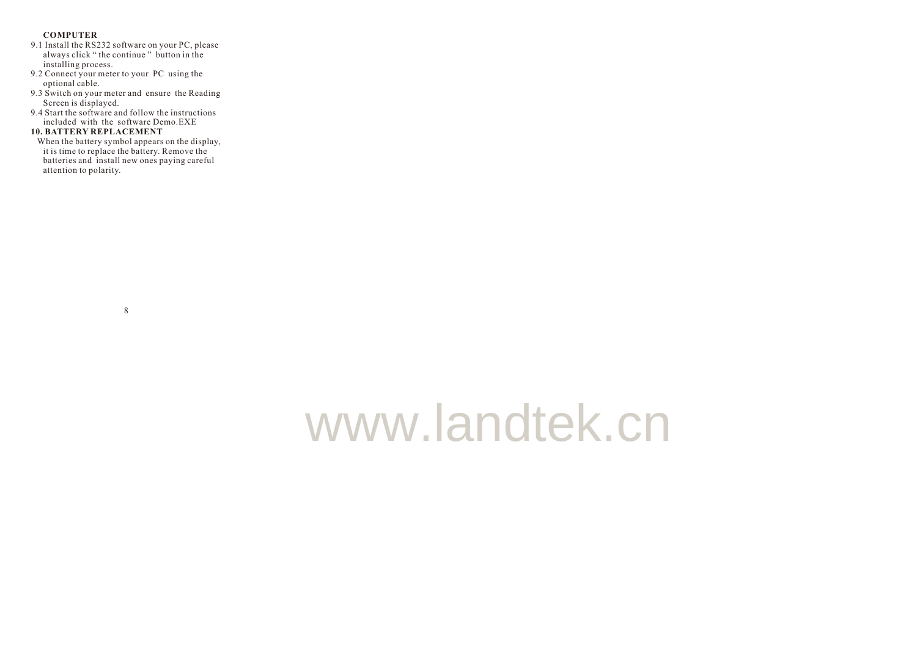**COMPUTER**

9.1 Install the RS232 software on your PC, please always click " the continue " button in the installing process.

9.2 Connect your meter to your PC using the optional cable.

9.3 Switch on your meter and ensure the Reading Screen is displayed.

9.4 Start the software and follow the instructions included with the software Demo.EXE

**10. BATTERY REPLACEMENT**

When the battery symbol appears on the display, it is time to replace the battery. Remove the batteries and install new ones paying careful attention to polarity.

www.landtek.cn